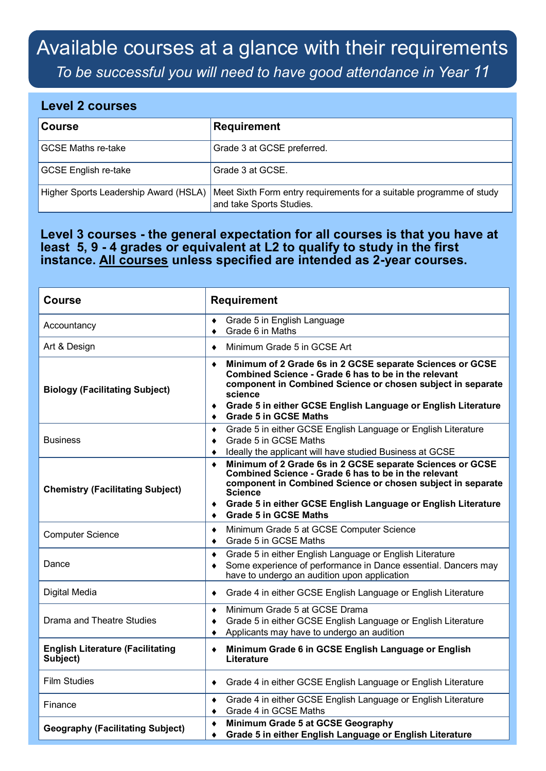# Available courses at a glance with their requirements

*To be successful you will need to have good attendance in Year 11*

## Level 2 courses

| Course | Requirement |
|---|---|
| GCSE Maths re-take | Grade 3 at GCSE preferred. |
| GCSE English re-take | Grade 3 at GCSE. |
| Higher Sports Leadership Award (HSLA) | Meet Sixth Form entry requirements for a suitable programme of study and take Sports Studies. |

## Level 3 courses - the general expectation for all courses is that you have at least 5, 9 - 4 grades or equivalent at L2 to qualify to study in the first instance. All courses unless specified are intended as 2-year courses.

| Course | Requirement |
|---|---|
| Accountancy | ♦ Grade 5 in English Language<br>♦ Grade 6 in Maths |
| Art & Design | ♦ Minimum Grade 5 in GCSE Art |
| **Biology (Facilitating Subject)** | ♦ **Minimum of 2 Grade 6s in 2 GCSE separate Sciences or GCSE Combined Science - Grade 6 has to be in the relevant component in Combined Science or chosen subject in separate science**<br>♦ **Grade 5 in either GCSE English Language or English Literature**<br>♦ **Grade 5 in GCSE Maths** |
| Business | ♦ Grade 5 in either GCSE English Language or English Literature<br>♦ Grade 5 in GCSE Maths<br>♦ Ideally the applicant will have studied Business at GCSE |
| **Chemistry (Facilitating Subject)** | ♦ **Minimum of 2 Grade 6s in 2 GCSE separate Sciences or GCSE Combined Science - Grade 6 has to be in the relevant component in Combined Science or chosen subject in separate Science**<br>♦ **Grade 5 in either GCSE English Language or English Literature**<br>♦ **Grade 5 in GCSE Maths** |
| Computer Science | ♦ Minimum Grade 5 at GCSE Computer Science<br>♦ Grade 5 in GCSE Maths |
| Dance | ♦ Grade 5 in either English Language or English Literature<br>♦ Some experience of performance in Dance essential. Dancers may have to undergo an audition upon application |
| Digital Media | ♦ Grade 4 in either GCSE English Language or English Literature |
| Drama and Theatre Studies | ♦ Minimum Grade 5 at GCSE Drama<br>♦ Grade 5 in either GCSE English Language or English Literature<br>♦ Applicants may have to undergo an audition |
| **English Literature (Facilitating Subject)** | ♦ **Minimum Grade 6 in GCSE English Language or English Literature** |
| Film Studies | ♦ Grade 4 in either GCSE English Language or English Literature |
| Finance | ♦ Grade 4 in either GCSE English Language or English Literature<br>♦ Grade 4 in GCSE Maths |
| **Geography (Facilitating Subject)** | ♦ **Minimum Grade 5 at GCSE Geography**<br>♦ **Grade 5 in either English Language or English Literature** |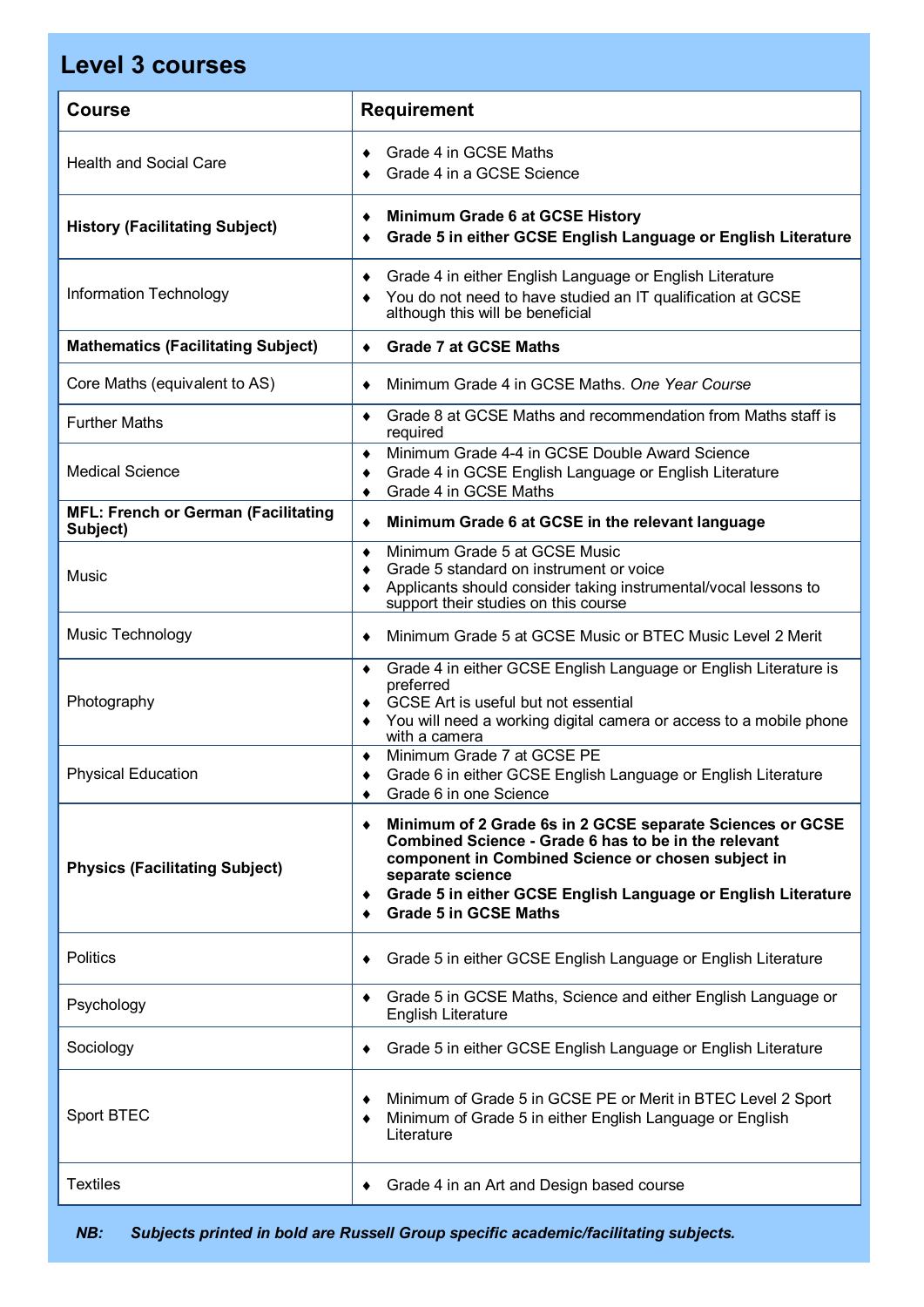## Level 3 courses

| Course | Requirement |
|---|---|
| Health and Social Care | ♦ Grade 4 in GCSE Maths<br>♦ Grade 4 in a GCSE Science |
| **History (Facilitating Subject)** | ♦ **Minimum Grade 6 at GCSE History**<br>♦ **Grade 5 in either GCSE English Language or English Literature** |
| Information Technology | ♦ Grade 4 in either English Language or English Literature<br>♦ You do not need to have studied an IT qualification at GCSE although this will be beneficial |
| **Mathematics (Facilitating Subject)** | ♦ **Grade 7 at GCSE Maths** |
| Core Maths (equivalent to AS) | ♦ Minimum Grade 4 in GCSE Maths. *One Year Course* |
| Further Maths | ♦ Grade 8 at GCSE Maths and recommendation from Maths staff is required |
| Medical Science | ♦ Minimum Grade 4-4 in GCSE Double Award Science<br>♦ Grade 4 in GCSE English Language or English Literature<br>♦ Grade 4 in GCSE Maths |
| **MFL: French or German (Facilitating Subject)** | ♦ **Minimum Grade 6 at GCSE in the relevant language** |
| Music | ♦ Minimum Grade 5 at GCSE Music<br>♦ Grade 5 standard on instrument or voice<br>♦ Applicants should consider taking instrumental/vocal lessons to support their studies on this course |
| Music Technology | ♦ Minimum Grade 5 at GCSE Music or BTEC Music Level 2 Merit |
| Photography | ♦ Grade 4 in either GCSE English Language or English Literature is preferred<br>♦ GCSE Art is useful but not essential<br>♦ You will need a working digital camera or access to a mobile phone with a camera |
| Physical Education | ♦ Minimum Grade 7 at GCSE PE<br>♦ Grade 6 in either GCSE English Language or English Literature<br>♦ Grade 6 in one Science |
| **Physics (Facilitating Subject)** | ♦ **Minimum of 2 Grade 6s in 2 GCSE separate Sciences or GCSE Combined Science - Grade 6 has to be in the relevant component in Combined Science or chosen subject in separate science**<br>♦ **Grade 5 in either GCSE English Language or English Literature**<br>♦ **Grade 5 in GCSE Maths** |
| Politics | ♦ Grade 5 in either GCSE English Language or English Literature |
| Psychology | ♦ Grade 5 in GCSE Maths, Science and either English Language or English Literature |
| Sociology | ♦ Grade 5 in either GCSE English Language or English Literature |
| Sport BTEC | ♦ Minimum of Grade 5 in GCSE PE or Merit in BTEC Level 2 Sport<br>♦ Minimum of Grade 5 in either English Language or English Literature |
| Textiles | ♦ Grade 4 in an Art and Design based course |

***NB: Subjects printed in bold are Russell Group specific academic/facilitating subjects.***